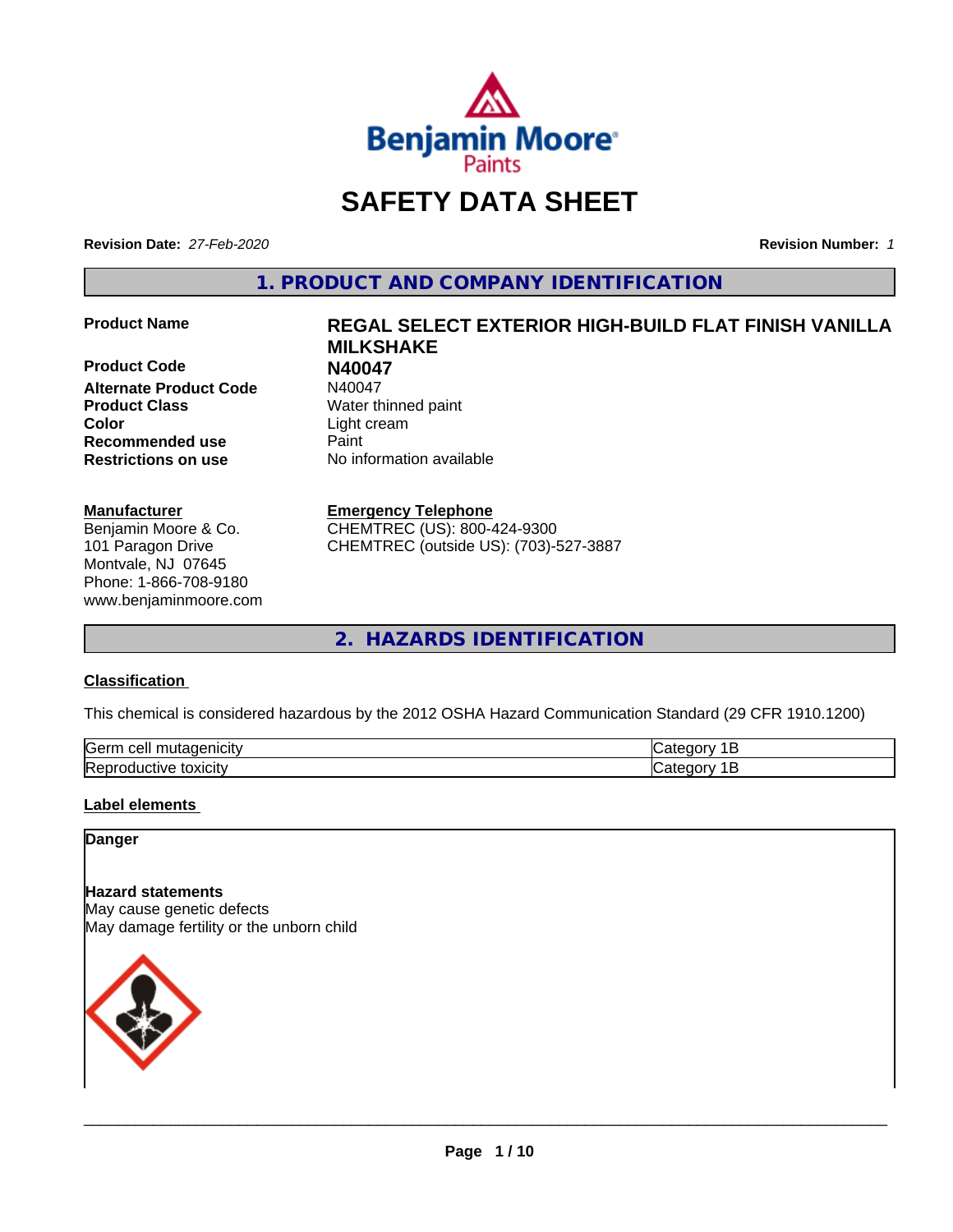# SAFETY DATA SHEET

**Revision Date:** *27-Feb-2020* **Revision Number:** *1*

## 1. PRODUCT AND COMPANY IDENTIFICATION

| | |
|---|---|
| **Product Name** | **REGAL SELECT EXTERIOR HIGH-BUILD FLAT FINISH VANILLA MILKSHAKE** |
| **Product Code** | **N40047** |
| **Alternate Product Code** | N40047 |
| **Product Class** | Water thinned paint |
| **Color** | Light cream |
| **Recommended use** | Paint |
| **Restrictions on use** | No information available |

**Manufacturer**
Benjamin Moore & Co.
101 Paragon Drive
Montvale, NJ 07645
Phone: 1-866-708-9180
www.benjaminmoore.com

**Emergency Telephone**
CHEMTREC (US): 800-424-9300
CHEMTREC (outside US): (703)-527-3887

## 2. HAZARDS IDENTIFICATION

**Classification**

This chemical is considered hazardous by the 2012 OSHA Hazard Communication Standard (29 CFR 1910.1200)

| | |
|---|---|
| Germ cell mutagenicity | Category 1B |
| Reproductive toxicity | Category 1B |

**Label elements**

**Danger**

**Hazard statements**
May cause genetic defects
May damage fertility or the unborn child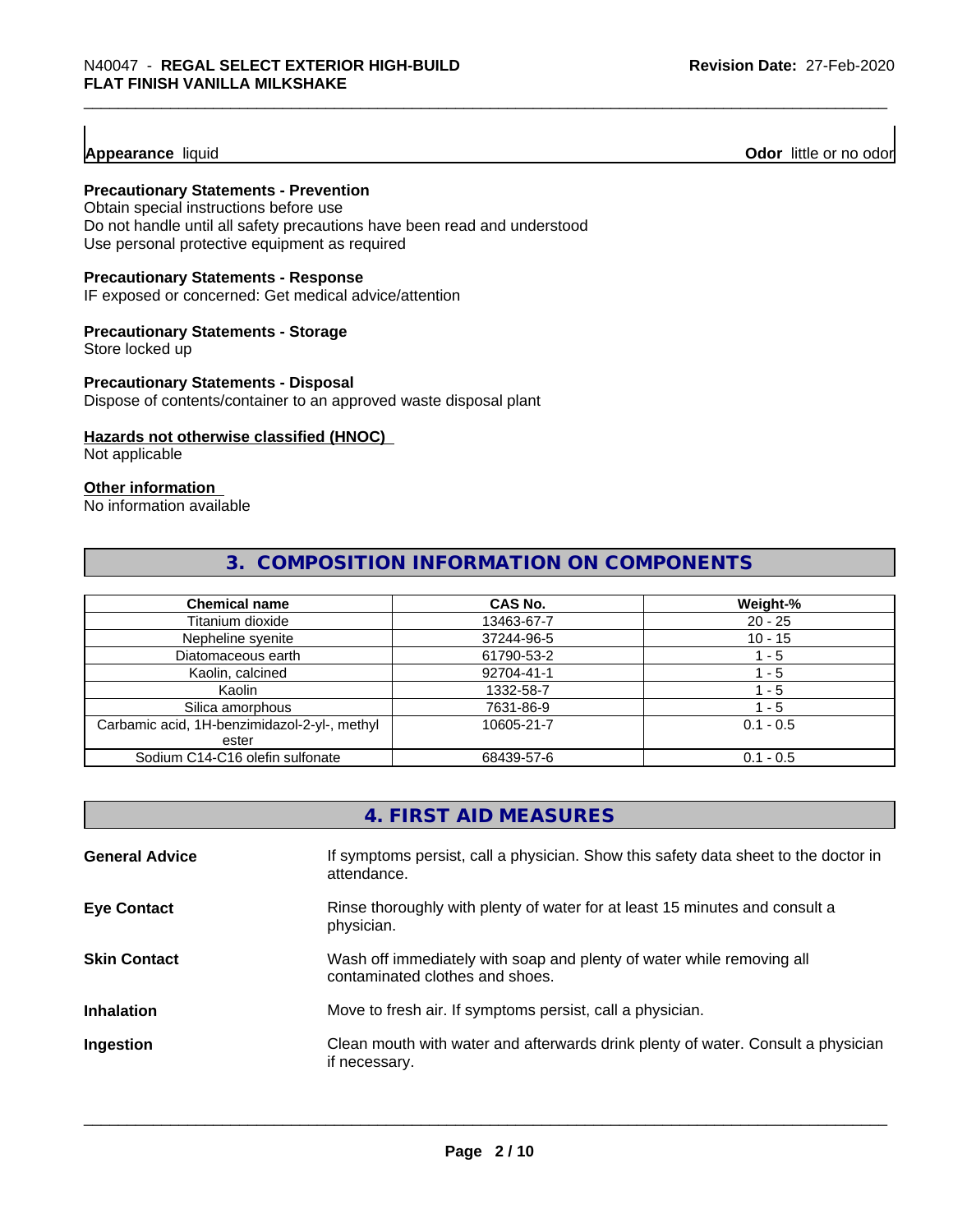**Appearance** liquid **Odor** little or no odor

**Precautionary Statements - Prevention**
Obtain special instructions before use
Do not handle until all safety precautions have been read and understood
Use personal protective equipment as required

**Precautionary Statements - Response**
IF exposed or concerned: Get medical advice/attention

**Precautionary Statements - Storage**
Store locked up

**Precautionary Statements - Disposal**
Dispose of contents/container to an approved waste disposal plant

**Hazards not otherwise classified (HNOC)**
Not applicable

**Other information**
No information available

## 3. COMPOSITION INFORMATION ON COMPONENTS

| Chemical name | CAS No. | Weight-% |
| --- | --- | --- |
| Titanium dioxide | 13463-67-7 | 20 - 25 |
| Nepheline syenite | 37244-96-5 | 10 - 15 |
| Diatomaceous earth | 61790-53-2 | 1 - 5 |
| Kaolin, calcined | 92704-41-1 | 1 - 5 |
| Kaolin | 1332-58-7 | 1 - 5 |
| Silica amorphous | 7631-86-9 | 1 - 5 |
| Carbamic acid, 1H-benzimidazol-2-yl-, methyl ester | 10605-21-7 | 0.1 - 0.5 |
| Sodium C14-C16 olefin sulfonate | 68439-57-6 | 0.1 - 0.5 |

## 4. FIRST AID MEASURES

**General Advice** If symptoms persist, call a physician. Show this safety data sheet to the doctor in attendance.

**Eye Contact** Rinse thoroughly with plenty of water for at least 15 minutes and consult a physician.

**Skin Contact** Wash off immediately with soap and plenty of water while removing all contaminated clothes and shoes.

**Inhalation** Move to fresh air. If symptoms persist, call a physician.

**Ingestion** Clean mouth with water and afterwards drink plenty of water. Consult a physician if necessary.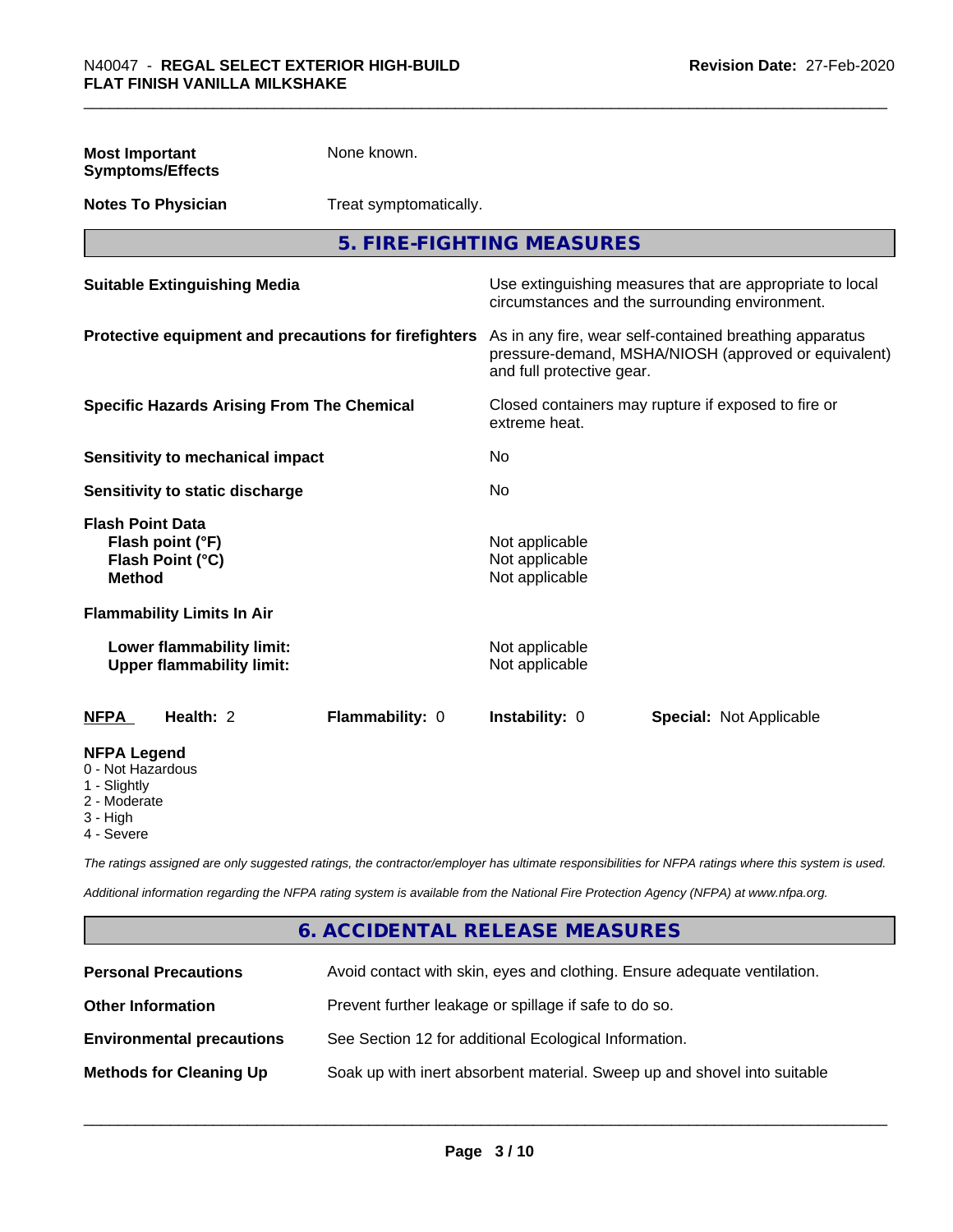| | |
|---|---|
| **Most Important Symptoms/Effects** | None known. |
| **Notes To Physician** | Treat symptomatically. |

## 5. FIRE-FIGHTING MEASURES

| | |
|---|---|
| **Suitable Extinguishing Media** | Use extinguishing measures that are appropriate to local circumstances and the surrounding environment. |
| **Protective equipment and precautions for firefighters** | As in any fire, wear self-contained breathing apparatus pressure-demand, MSHA/NIOSH (approved or equivalent) and full protective gear. |
| **Specific Hazards Arising From The Chemical** | Closed containers may rupture if exposed to fire or extreme heat. |
| **Sensitivity to mechanical impact** | No |
| **Sensitivity to static discharge** | No |

**Flash Point Data**

| | |
|---|---|
| **Flash point (°F)** | Not applicable |
| **Flash Point (°C)** | Not applicable |
| **Method** | Not applicable |

**Flammability Limits In Air**

| | |
|---|---|
| **Lower flammability limit:** | Not applicable |
| **Upper flammability limit:** | Not applicable |

| **NFPA** | **Health:** 2 | **Flammability:** 0 | **Instability:** 0 | **Special:** Not Applicable |
|---|---|---|---|---|

**NFPA Legend**
- 0 - Not Hazardous
- 1 - Slightly
- 2 - Moderate
- 3 - High
- 4 - Severe

*The ratings assigned are only suggested ratings, the contractor/employer has ultimate responsibilities for NFPA ratings where this system is used.*

*Additional information regarding the NFPA rating system is available from the National Fire Protection Agency (NFPA) at www.nfpa.org.*

## 6. ACCIDENTAL RELEASE MEASURES

| | |
|---|---|
| **Personal Precautions** | Avoid contact with skin, eyes and clothing. Ensure adequate ventilation. |
| **Other Information** | Prevent further leakage or spillage if safe to do so. |
| **Environmental precautions** | See Section 12 for additional Ecological Information. |
| **Methods for Cleaning Up** | Soak up with inert absorbent material. Sweep up and shovel into suitable |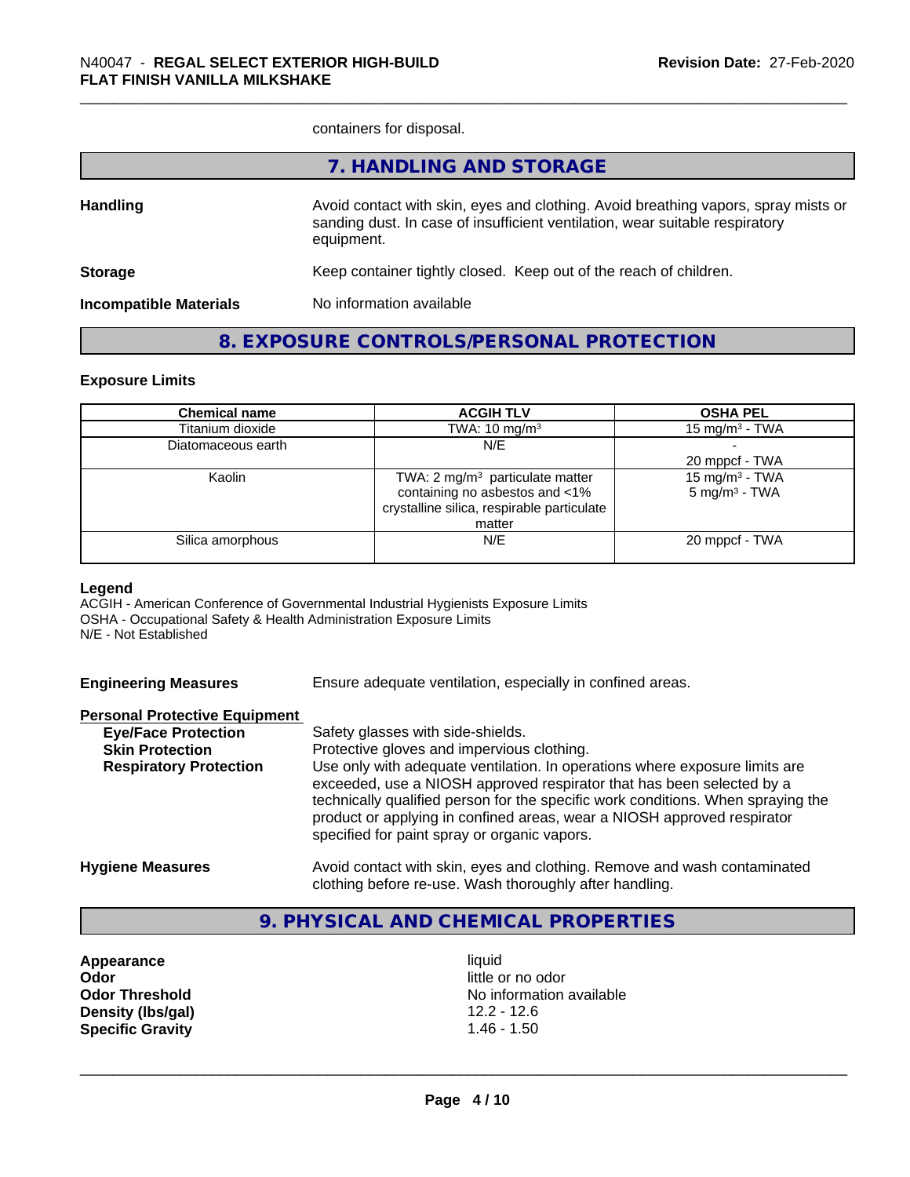containers for disposal.

## 7. HANDLING AND STORAGE

**Handling** — Avoid contact with skin, eyes and clothing. Avoid breathing vapors, spray mists or sanding dust. In case of insufficient ventilation, wear suitable respiratory equipment.

**Storage** — Keep container tightly closed. Keep out of the reach of children.

**Incompatible Materials** — No information available

## 8. EXPOSURE CONTROLS/PERSONAL PROTECTION

### Exposure Limits

| Chemical name | ACGIH TLV | OSHA PEL |
|---|---|---|
| Titanium dioxide | TWA: 10 mg/m³ | 15 mg/m³ - TWA |
| Diatomaceous earth | N/E | -<br>20 mppcf - TWA |
| Kaolin | TWA: 2 mg/m³ particulate matter containing no asbestos and <1% crystalline silica, respirable particulate matter | 15 mg/m³ - TWA<br>5 mg/m³ - TWA |
| Silica amorphous | N/E | 20 mppcf - TWA |

**Legend**
ACGIH - American Conference of Governmental Industrial Hygienists Exposure Limits
OSHA - Occupational Safety & Health Administration Exposure Limits
N/E - Not Established

**Engineering Measures** — Ensure adequate ventilation, especially in confined areas.

**Personal Protective Equipment**

**Eye/Face Protection** — Safety glasses with side-shields.

**Skin Protection** — Protective gloves and impervious clothing.

**Respiratory Protection** — Use only with adequate ventilation. In operations where exposure limits are exceeded, use a NIOSH approved respirator that has been selected by a technically qualified person for the specific work conditions. When spraying the product or applying in confined areas, wear a NIOSH approved respirator specified for paint spray or organic vapors.

**Hygiene Measures** — Avoid contact with skin, eyes and clothing. Remove and wash contaminated clothing before re-use. Wash thoroughly after handling.

## 9. PHYSICAL AND CHEMICAL PROPERTIES

| | |
|---|---|
| **Appearance** | liquid |
| **Odor** | little or no odor |
| **Odor Threshold** | No information available |
| **Density (lbs/gal)** | 12.2 - 12.6 |
| **Specific Gravity** | 1.46 - 1.50 |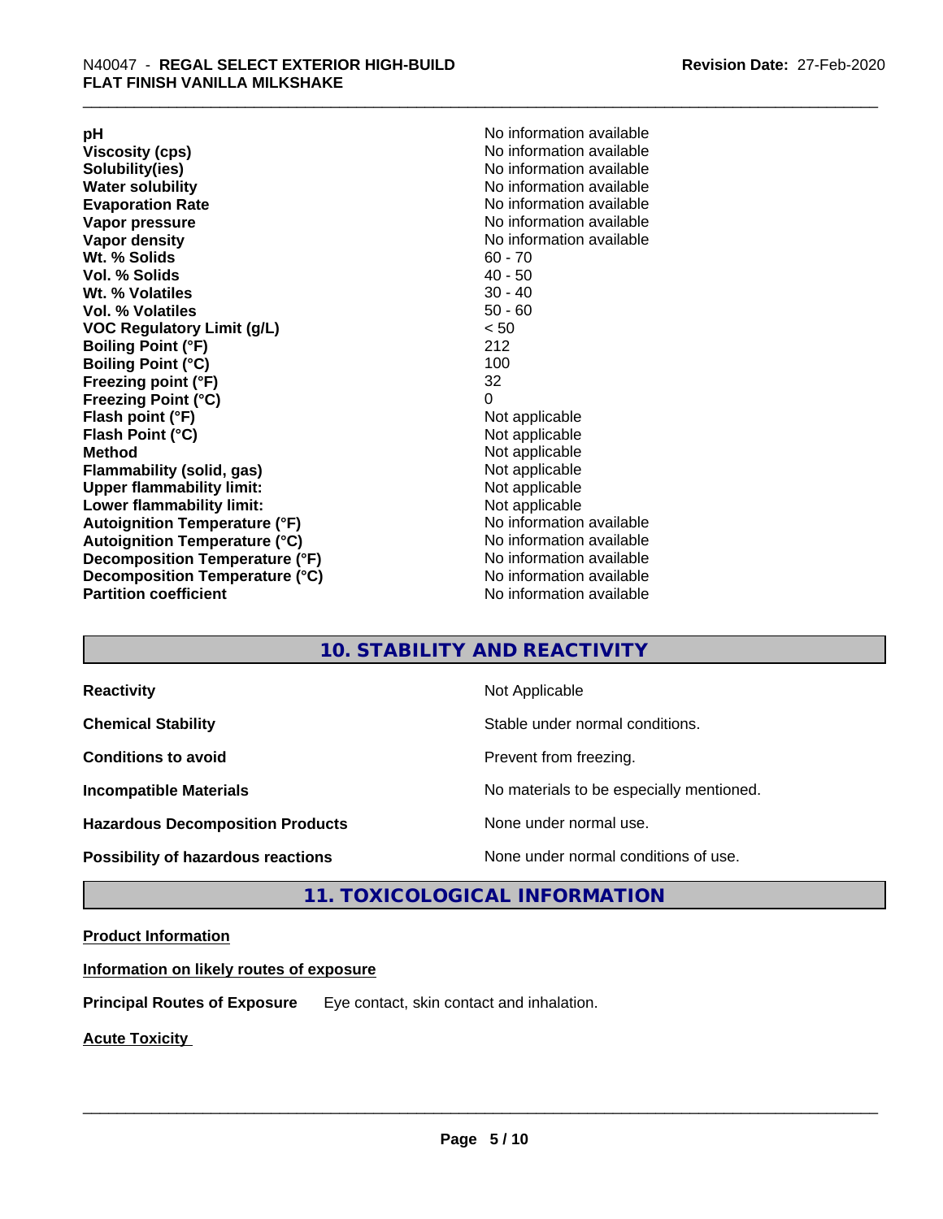| | |
|---|---|
| **pH** | No information available |
| **Viscosity (cps)** | No information available |
| **Solubility(ies)** | No information available |
| **Water solubility** | No information available |
| **Evaporation Rate** | No information available |
| **Vapor pressure** | No information available |
| **Vapor density** | No information available |
| **Wt. % Solids** | 60 - 70 |
| **Vol. % Solids** | 40 - 50 |
| **Wt. % Volatiles** | 30 - 40 |
| **Vol. % Volatiles** | 50 - 60 |
| **VOC Regulatory Limit (g/L)** | < 50 |
| **Boiling Point (°F)** | 212 |
| **Boiling Point (°C)** | 100 |
| **Freezing point (°F)** | 32 |
| **Freezing Point (°C)** | 0 |
| **Flash point (°F)** | Not applicable |
| **Flash Point (°C)** | Not applicable |
| **Method** | Not applicable |
| **Flammability (solid, gas)** | Not applicable |
| **Upper flammability limit:** | Not applicable |
| **Lower flammability limit:** | Not applicable |
| **Autoignition Temperature (°F)** | No information available |
| **Autoignition Temperature (°C)** | No information available |
| **Decomposition Temperature (°F)** | No information available |
| **Decomposition Temperature (°C)** | No information available |
| **Partition coefficient** | No information available |

## 10. STABILITY AND REACTIVITY

| | |
|---|---|
| **Reactivity** | Not Applicable |
| **Chemical Stability** | Stable under normal conditions. |
| **Conditions to avoid** | Prevent from freezing. |
| **Incompatible Materials** | No materials to be especially mentioned. |
| **Hazardous Decomposition Products** | None under normal use. |
| **Possibility of hazardous reactions** | None under normal conditions of use. |

## 11. TOXICOLOGICAL INFORMATION

**Product Information**

**Information on likely routes of exposure**

**Principal Routes of Exposure** Eye contact, skin contact and inhalation.

**Acute Toxicity**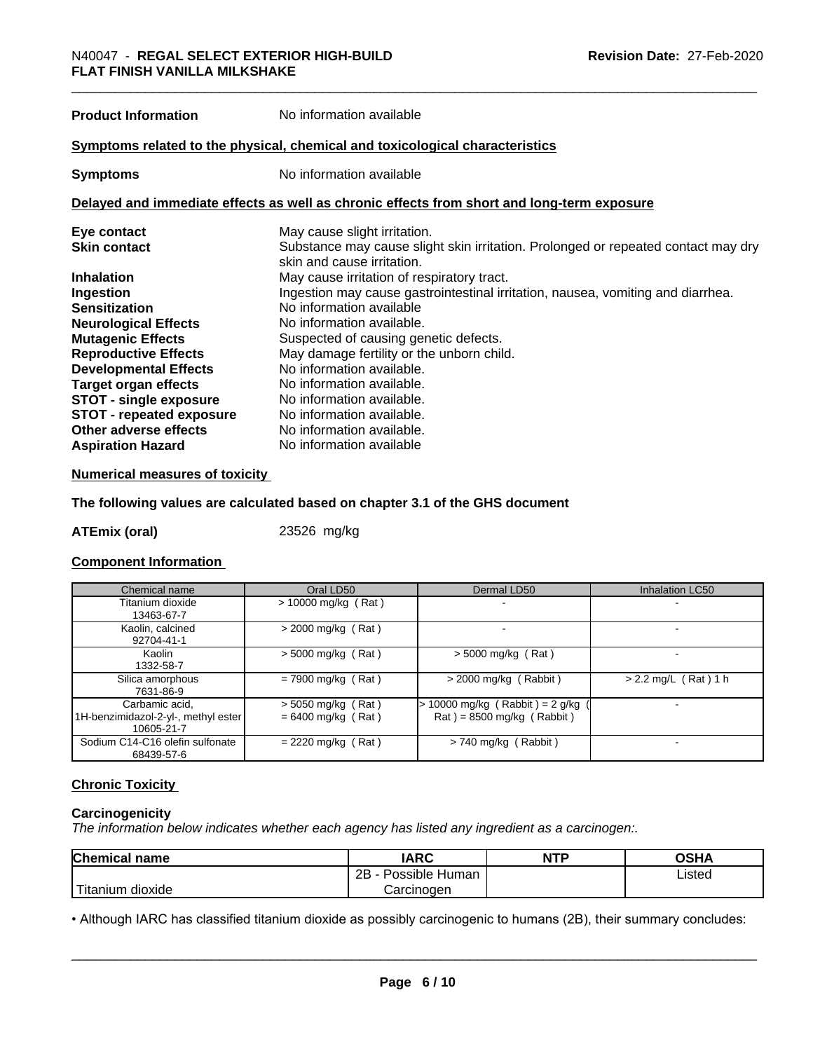| | |
|---|---|
| **Product Information** | No information available |

**Symptoms related to the physical, chemical and toxicological characteristics**

| | |
|---|---|
| **Symptoms** | No information available |

**Delayed and immediate effects as well as chronic effects from short and long-term exposure**

| | |
|---|---|
| **Eye contact** | May cause slight irritation. |
| **Skin contact** | Substance may cause slight skin irritation. Prolonged or repeated contact may dry skin and cause irritation. |
| **Inhalation** | May cause irritation of respiratory tract. |
| **Ingestion** | Ingestion may cause gastrointestinal irritation, nausea, vomiting and diarrhea. |
| **Sensitization** | No information available |
| **Neurological Effects** | No information available. |
| **Mutagenic Effects** | Suspected of causing genetic defects. |
| **Reproductive Effects** | May damage fertility or the unborn child. |
| **Developmental Effects** | No information available. |
| **Target organ effects** | No information available. |
| **STOT - single exposure** | No information available. |
| **STOT - repeated exposure** | No information available. |
| **Other adverse effects** | No information available. |
| **Aspiration Hazard** | No information available |

**Numerical measures of toxicity**

**The following values are calculated based on chapter 3.1 of the GHS document**

**ATEmix (oral)** 23526 mg/kg

**Component Information**

| Chemical name | Oral LD50 | Dermal LD50 | Inhalation LC50 |
|---|---|---|---|
| Titanium dioxide<br>13463-67-7 | > 10000 mg/kg ( Rat ) | - | - |
| Kaolin, calcined<br>92704-41-1 | > 2000 mg/kg ( Rat ) | - | - |
| Kaolin<br>1332-58-7 | > 5000 mg/kg ( Rat ) | > 5000 mg/kg ( Rat ) | - |
| Silica amorphous<br>7631-86-9 | = 7900 mg/kg ( Rat ) | > 2000 mg/kg ( Rabbit ) | > 2.2 mg/L ( Rat ) 1 h |
| Carbamic acid, 1H-benzimidazol-2-yl-, methyl ester<br>10605-21-7 | > 5050 mg/kg ( Rat )<br>= 6400 mg/kg ( Rat ) | > 10000 mg/kg ( Rabbit ) = 2 g/kg ( Rat ) = 8500 mg/kg ( Rabbit ) | - |
| Sodium C14-C16 olefin sulfonate<br>68439-57-6 | = 2220 mg/kg ( Rat ) | > 740 mg/kg ( Rabbit ) | - |

**Chronic Toxicity**

**Carcinogenicity**

*The information below indicates whether each agency has listed any ingredient as a carcinogen:.*

| Chemical name | IARC | NTP | OSHA |
|---|---|---|---|
| Titanium dioxide | 2B - Possible Human Carcinogen | | Listed |

• Although IARC has classified titanium dioxide as possibly carcinogenic to humans (2B), their summary concludes: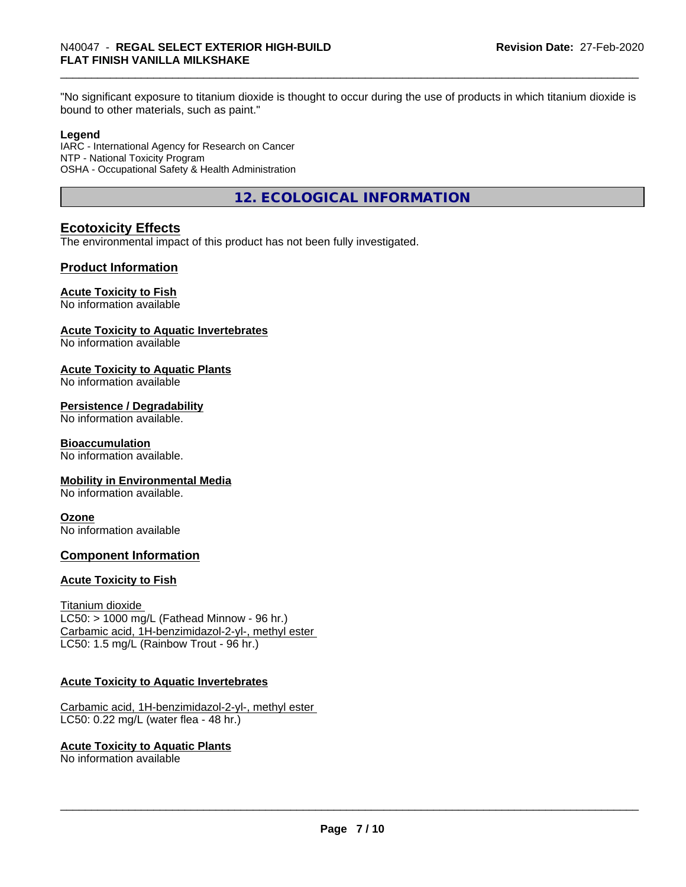"No significant exposure to titanium dioxide is thought to occur during the use of products in which titanium dioxide is bound to other materials, such as paint."

**Legend**
IARC - International Agency for Research on Cancer
NTP - National Toxicity Program
OSHA - Occupational Safety & Health Administration

## 12. ECOLOGICAL INFORMATION

### Ecotoxicity Effects

The environmental impact of this product has not been fully investigated.

### Product Information

**Acute Toxicity to Fish**
No information available

**Acute Toxicity to Aquatic Invertebrates**
No information available

**Acute Toxicity to Aquatic Plants**
No information available

**Persistence / Degradability**
No information available.

**Bioaccumulation**
No information available.

**Mobility in Environmental Media**
No information available.

**Ozone**
No information available

### Component Information

**Acute Toxicity to Fish**

Titanium dioxide
LC50: > 1000 mg/L (Fathead Minnow - 96 hr.)
Carbamic acid, 1H-benzimidazol-2-yl-, methyl ester
LC50: 1.5 mg/L (Rainbow Trout - 96 hr.)

**Acute Toxicity to Aquatic Invertebrates**

Carbamic acid, 1H-benzimidazol-2-yl-, methyl ester
LC50: 0.22 mg/L (water flea - 48 hr.)

**Acute Toxicity to Aquatic Plants**
No information available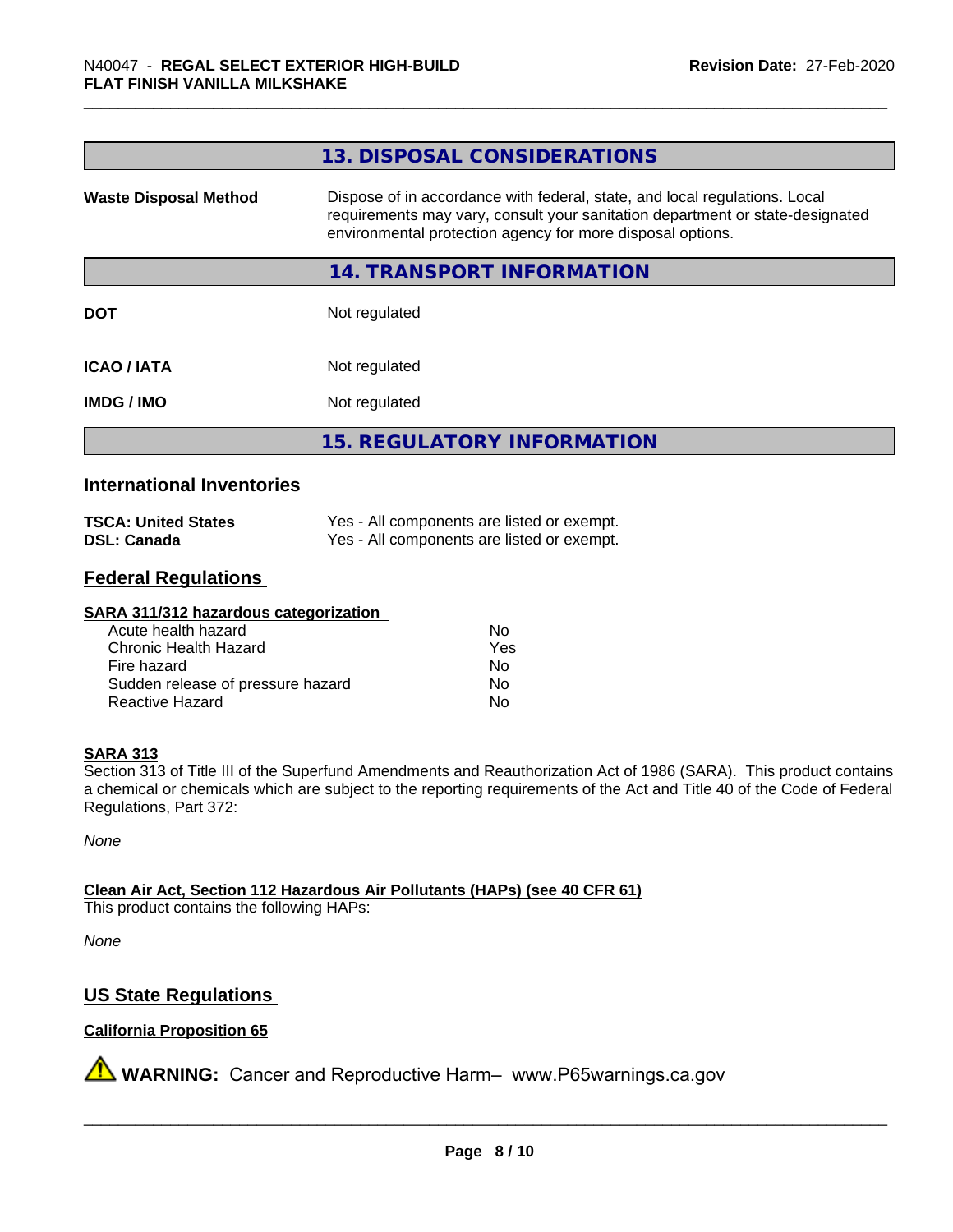## 13. DISPOSAL CONSIDERATIONS

| | |
|---|---|
| **Waste Disposal Method** | Dispose of in accordance with federal, state, and local regulations. Local requirements may vary, consult your sanitation department or state-designated environmental protection agency for more disposal options. |

## 14. TRANSPORT INFORMATION

| | |
|---|---|
| **DOT** | Not regulated |
| **ICAO / IATA** | Not regulated |
| **IMDG / IMO** | Not regulated |

## 15. REGULATORY INFORMATION

### International Inventories

| | |
|---|---|
| **TSCA: United States** | Yes - All components are listed or exempt. |
| **DSL: Canada** | Yes - All components are listed or exempt. |

### Federal Regulations

**SARA 311/312 hazardous categorization**

| | |
|---|---|
| Acute health hazard | No |
| Chronic Health Hazard | Yes |
| Fire hazard | No |
| Sudden release of pressure hazard | No |
| Reactive Hazard | No |

**SARA 313**

Section 313 of Title III of the Superfund Amendments and Reauthorization Act of 1986 (SARA). This product contains a chemical or chemicals which are subject to the reporting requirements of the Act and Title 40 of the Code of Federal Regulations, Part 372:

*None*

**Clean Air Act, Section 112 Hazardous Air Pollutants (HAPs) (see 40 CFR 61)**

This product contains the following HAPs:

*None*

### US State Regulations

**California Proposition 65**

⚠ **WARNING:** Cancer and Reproductive Harm– www.P65warnings.ca.gov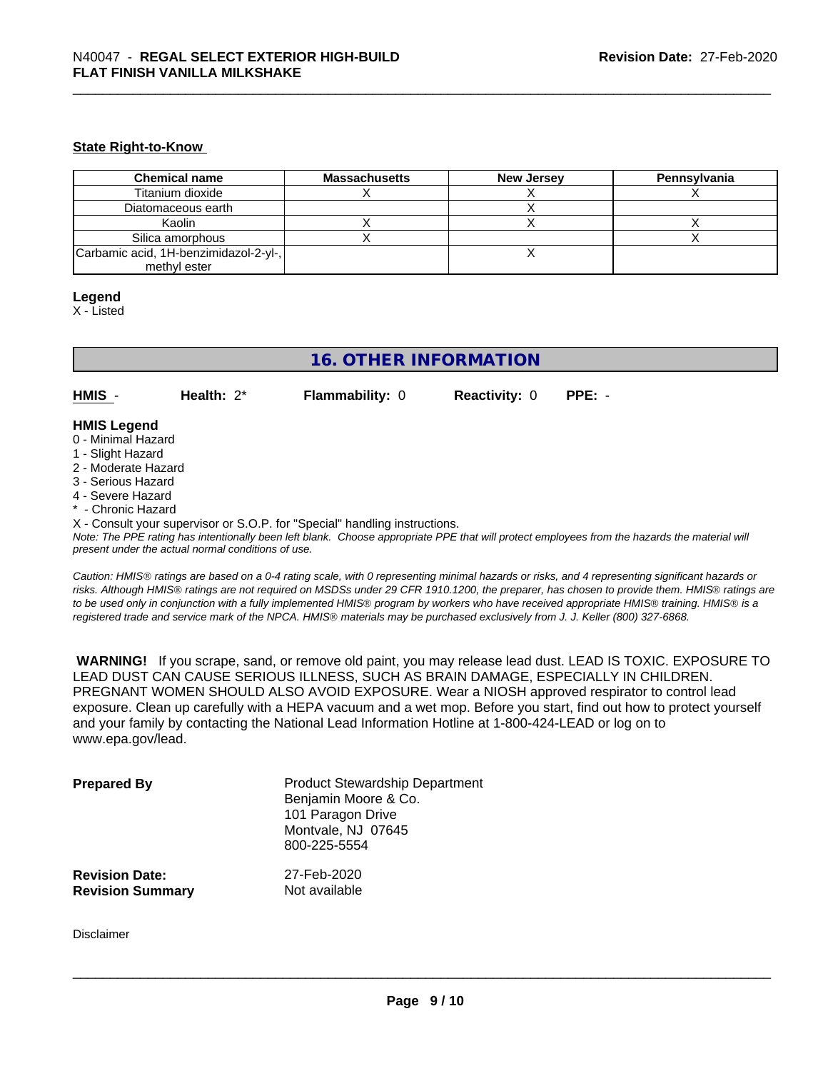### State Right-to-Know

| Chemical name | Massachusetts | New Jersey | Pennsylvania |
| --- | --- | --- | --- |
| Titanium dioxide | X | X | X |
| Diatomaceous earth | | X | |
| Kaolin | X | X | X |
| Silica amorphous | X | | X |
| Carbamic acid, 1H-benzimidazol-2-yl-, methyl ester | | X | |

**Legend**
X - Listed

## 16. OTHER INFORMATION

**HMIS** - **Health:** 2* **Flammability:** 0 **Reactivity:** 0 **PPE:** -

**HMIS Legend**
0 - Minimal Hazard
1 - Slight Hazard
2 - Moderate Hazard
3 - Serious Hazard
4 - Severe Hazard
* - Chronic Hazard
X - Consult your supervisor or S.O.P. for "Special" handling instructions.

*Note: The PPE rating has intentionally been left blank. Choose appropriate PPE that will protect employees from the hazards the material will present under the actual normal conditions of use.*

*Caution: HMIS® ratings are based on a 0-4 rating scale, with 0 representing minimal hazards or risks, and 4 representing significant hazards or risks. Although HMIS® ratings are not required on MSDSs under 29 CFR 1910.1200, the preparer, has chosen to provide them. HMIS® ratings are to be used only in conjunction with a fully implemented HMIS® program by workers who have received appropriate HMIS® training. HMIS® is a registered trade and service mark of the NPCA. HMIS® materials may be purchased exclusively from J. J. Keller (800) 327-6868.*

**WARNING!** If you scrape, sand, or remove old paint, you may release lead dust. LEAD IS TOXIC. EXPOSURE TO LEAD DUST CAN CAUSE SERIOUS ILLNESS, SUCH AS BRAIN DAMAGE, ESPECIALLY IN CHILDREN. PREGNANT WOMEN SHOULD ALSO AVOID EXPOSURE. Wear a NIOSH approved respirator to control lead exposure. Clean up carefully with a HEPA vacuum and a wet mop. Before you start, find out how to protect yourself and your family by contacting the National Lead Information Hotline at 1-800-424-LEAD or log on to www.epa.gov/lead.

**Prepared By**
Product Stewardship Department
Benjamin Moore & Co.
101 Paragon Drive
Montvale, NJ 07645
800-225-5554

**Revision Date:** 27-Feb-2020
**Revision Summary** Not available

Disclaimer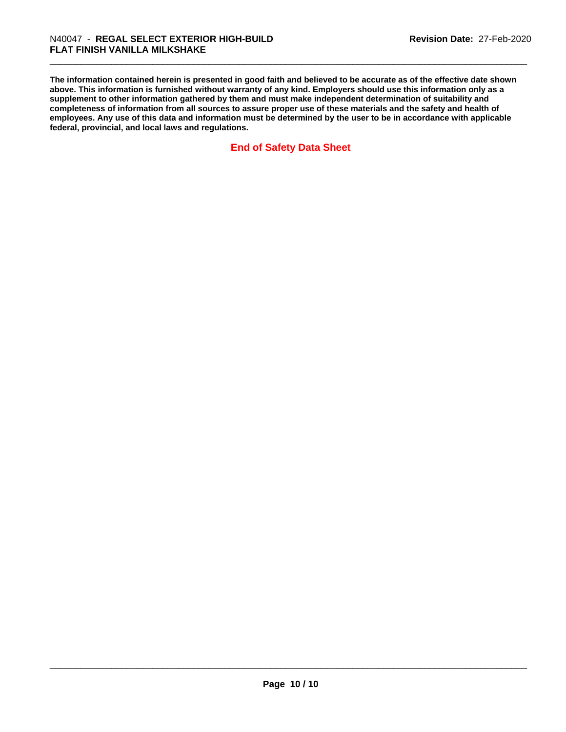**The information contained herein is presented in good faith and believed to be accurate as of the effective date shown above. This information is furnished without warranty of any kind. Employers should use this information only as a supplement to other information gathered by them and must make independent determination of suitability and completeness of information from all sources to assure proper use of these materials and the safety and health of employees. Any use of this data and information must be determined by the user to be in accordance with applicable federal, provincial, and local laws and regulations.**

**End of Safety Data Sheet**